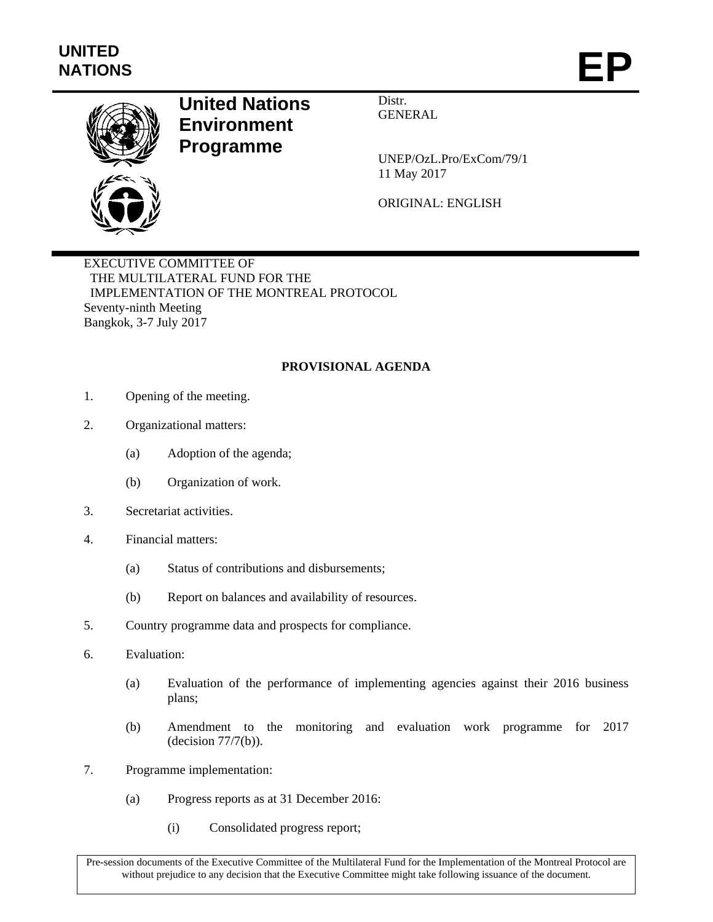UNITED NATIONS

# EP

**United Nations Environment Programme**

Distr.
GENERAL

UNEP/OzL.Pro/ExCom/79/1
11 May 2017

ORIGINAL: ENGLISH

EXECUTIVE COMMITTEE OF
THE MULTILATERAL FUND FOR THE
IMPLEMENTATION OF THE MONTREAL PROTOCOL
Seventy-ninth Meeting
Bangkok, 3-7 July 2017

## PROVISIONAL AGENDA

1. Opening of the meeting.

2. Organizational matters:

   (a) Adoption of the agenda;

   (b) Organization of work.

3. Secretariat activities.

4. Financial matters:

   (a) Status of contributions and disbursements;

   (b) Report on balances and availability of resources.

5. Country programme data and prospects for compliance.

6. Evaluation:

   (a) Evaluation of the performance of implementing agencies against their 2016 business plans;

   (b) Amendment to the monitoring and evaluation work programme for 2017 (decision 77/7(b)).

7. Programme implementation:

   (a) Progress reports as at 31 December 2016:

      (i) Consolidated progress report;

Pre-session documents of the Executive Committee of the Multilateral Fund for the Implementation of the Montreal Protocol are without prejudice to any decision that the Executive Committee might take following issuance of the document.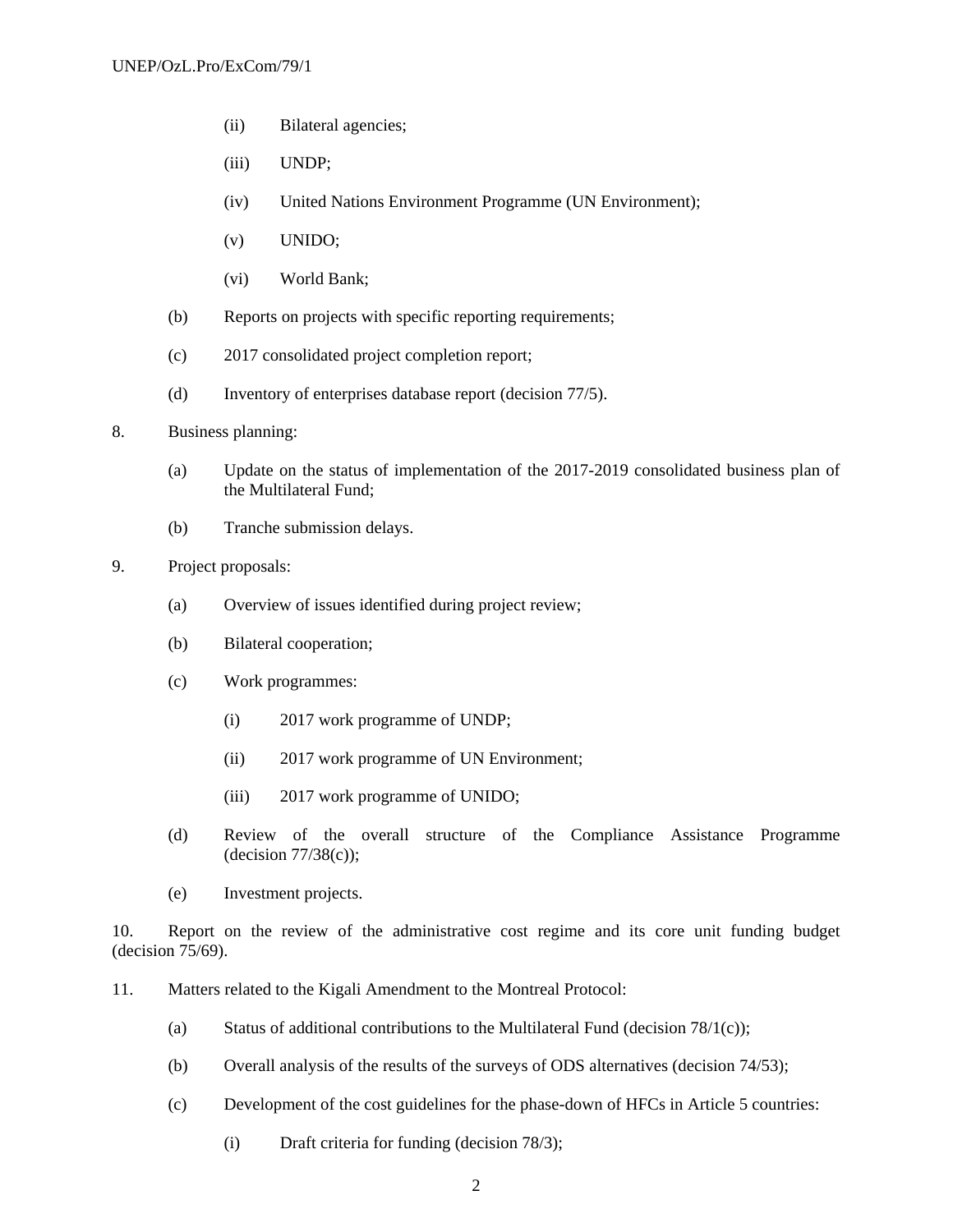(ii) Bilateral agencies;

(iii) UNDP;

(iv) United Nations Environment Programme (UN Environment);

(v) UNIDO;

(vi) World Bank;

(b) Reports on projects with specific reporting requirements;

(c) 2017 consolidated project completion report;

(d) Inventory of enterprises database report (decision 77/5).

8. Business planning:

(a) Update on the status of implementation of the 2017-2019 consolidated business plan of the Multilateral Fund;

(b) Tranche submission delays.

9. Project proposals:

(a) Overview of issues identified during project review;

(b) Bilateral cooperation;

(c) Work programmes:

(i) 2017 work programme of UNDP;

(ii) 2017 work programme of UN Environment;

(iii) 2017 work programme of UNIDO;

(d) Review of the overall structure of the Compliance Assistance Programme (decision 77/38(c));

(e) Investment projects.

10. Report on the review of the administrative cost regime and its core unit funding budget (decision 75/69).

11. Matters related to the Kigali Amendment to the Montreal Protocol:

(a) Status of additional contributions to the Multilateral Fund (decision 78/1(c));

(b) Overall analysis of the results of the surveys of ODS alternatives (decision 74/53);

(c) Development of the cost guidelines for the phase-down of HFCs in Article 5 countries:

(i) Draft criteria for funding (decision 78/3);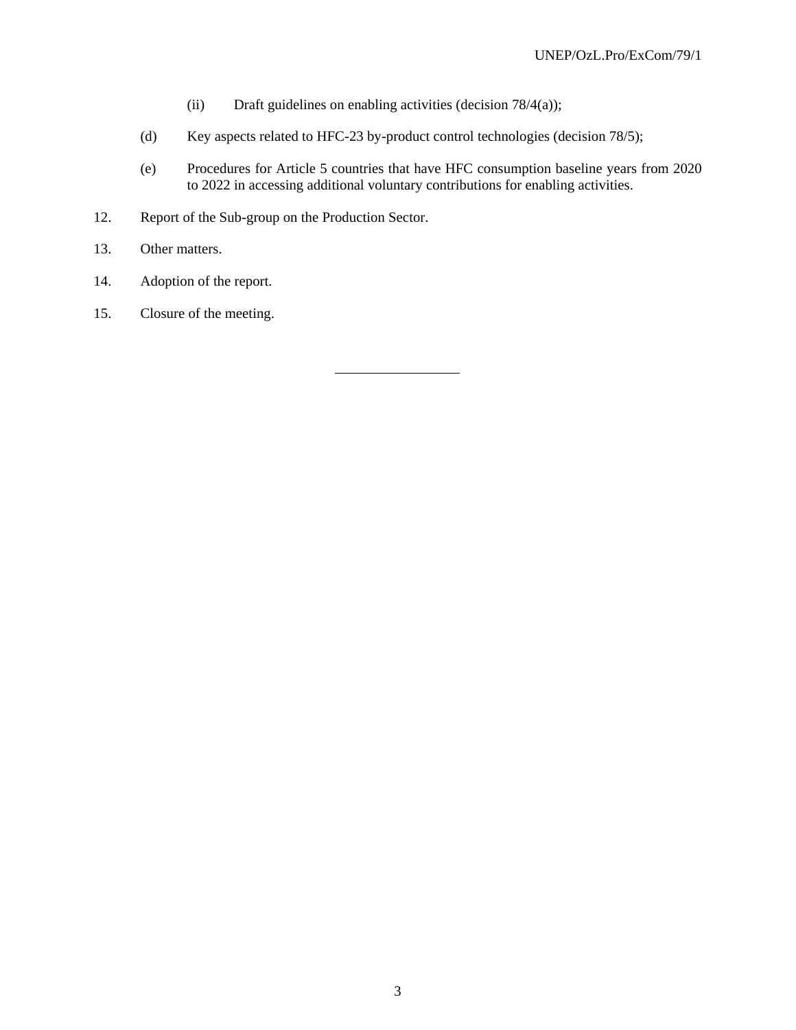(ii) Draft guidelines on enabling activities (decision 78/4(a));

(d) Key aspects related to HFC-23 by-product control technologies (decision 78/5);

(e) Procedures for Article 5 countries that have HFC consumption baseline years from 2020 to 2022 in accessing additional voluntary contributions for enabling activities.

12. Report of the Sub-group on the Production Sector.

13. Other matters.

14. Adoption of the report.

15. Closure of the meeting.